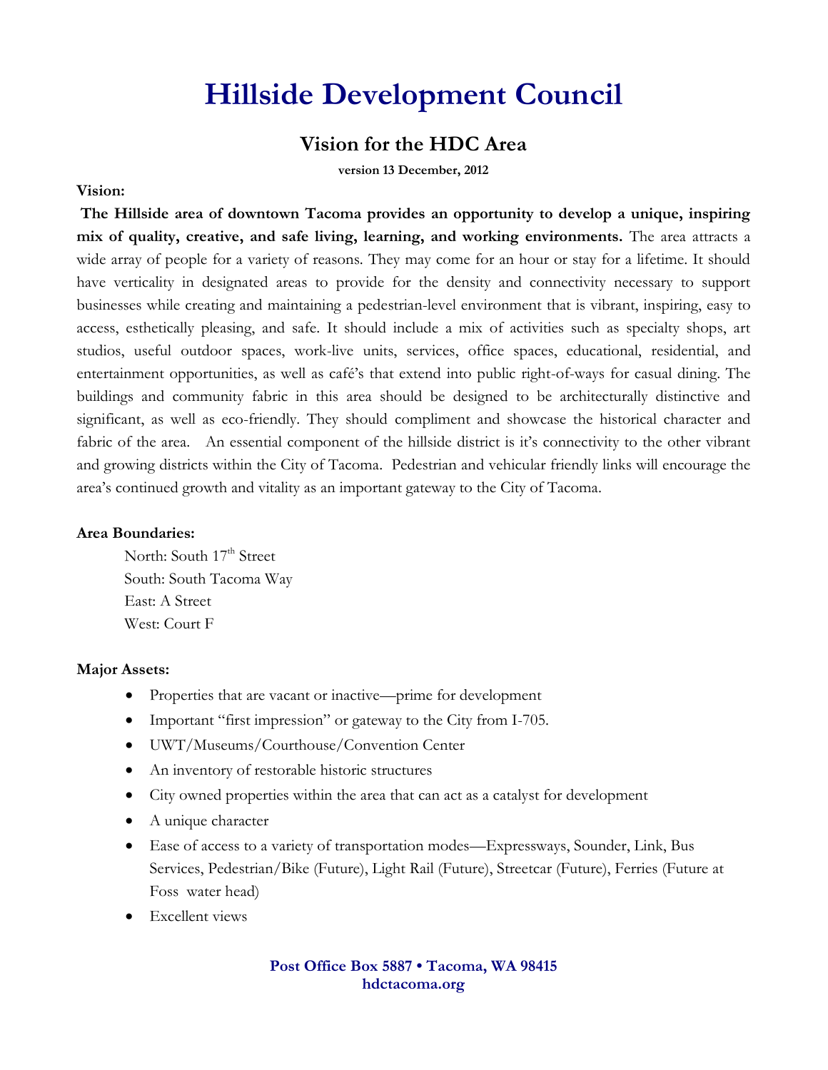# Hillside Development Council

## Vision for the HDC Area

**version 13 December, 2012**

**Vision:**

**The Hillside area of downtown Tacoma provides an opportunity to develop a unique, inspiring mix of quality, creative, and safe living, learning, and working environments.** The area attracts a wide array of people for a variety of reasons. They may come for an hour or stay for a lifetime. It should have verticality in designated areas to provide for the density and connectivity necessary to support businesses while creating and maintaining a pedestrian-level environment that is vibrant, inspiring, easy to access, esthetically pleasing, and safe. It should include a mix of activities such as specialty shops, art studios, useful outdoor spaces, work-live units, services, office spaces, educational, residential, and entertainment opportunities, as well as café's that extend into public right-of-ways for casual dining. The buildings and community fabric in this area should be designed to be architecturally distinctive and significant, as well as eco-friendly. They should compliment and showcase the historical character and fabric of the area. An essential component of the hillside district is it's connectivity to the other vibrant and growing districts within the City of Tacoma. Pedestrian and vehicular friendly links will encourage the area's continued growth and vitality as an important gateway to the City of Tacoma.

**Area Boundaries:**

North: South 17th Street
South: South Tacoma Way
East: A Street
West: Court F

**Major Assets:**

- Properties that are vacant or inactive—prime for development
- Important "first impression" or gateway to the City from I-705.
- UWT/Museums/Courthouse/Convention Center
- An inventory of restorable historic structures
- City owned properties within the area that can act as a catalyst for development
- A unique character
- Ease of access to a variety of transportation modes—Expressways, Sounder, Link, Bus Services, Pedestrian/Bike (Future), Light Rail (Future), Streetcar (Future), Ferries (Future at Foss water head)
- Excellent views

**Post Office Box 5887 • Tacoma, WA 98415**
**hdctacoma.org**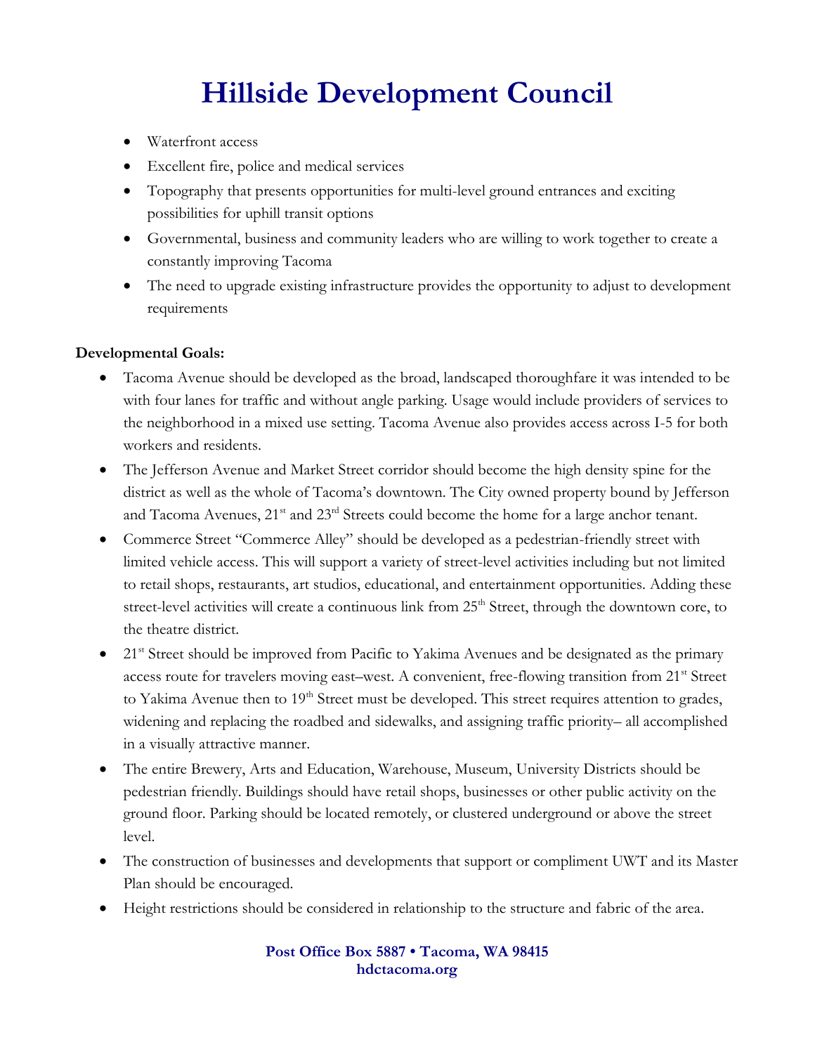# Hillside Development Council

- Waterfront access
- Excellent fire, police and medical services
- Topography that presents opportunities for multi-level ground entrances and exciting possibilities for uphill transit options
- Governmental, business and community leaders who are willing to work together to create a constantly improving Tacoma
- The need to upgrade existing infrastructure provides the opportunity to adjust to development requirements

**Developmental Goals:**

- Tacoma Avenue should be developed as the broad, landscaped thoroughfare it was intended to be with four lanes for traffic and without angle parking. Usage would include providers of services to the neighborhood in a mixed use setting. Tacoma Avenue also provides access across I-5 for both workers and residents.
- The Jefferson Avenue and Market Street corridor should become the high density spine for the district as well as the whole of Tacoma's downtown. The City owned property bound by Jefferson and Tacoma Avenues, 21st and 23rd Streets could become the home for a large anchor tenant.
- Commerce Street "Commerce Alley" should be developed as a pedestrian-friendly street with limited vehicle access. This will support a variety of street-level activities including but not limited to retail shops, restaurants, art studios, educational, and entertainment opportunities. Adding these street-level activities will create a continuous link from 25th Street, through the downtown core, to the theatre district.
- 21st Street should be improved from Pacific to Yakima Avenues and be designated as the primary access route for travelers moving east–west. A convenient, free-flowing transition from 21st Street to Yakima Avenue then to 19th Street must be developed. This street requires attention to grades, widening and replacing the roadbed and sidewalks, and assigning traffic priority– all accomplished in a visually attractive manner.
- The entire Brewery, Arts and Education, Warehouse, Museum, University Districts should be pedestrian friendly. Buildings should have retail shops, businesses or other public activity on the ground floor. Parking should be located remotely, or clustered underground or above the street level.
- The construction of businesses and developments that support or compliment UWT and its Master Plan should be encouraged.
- Height restrictions should be considered in relationship to the structure and fabric of the area.

**Post Office Box 5887 • Tacoma, WA 98415**
**hdctacoma.org**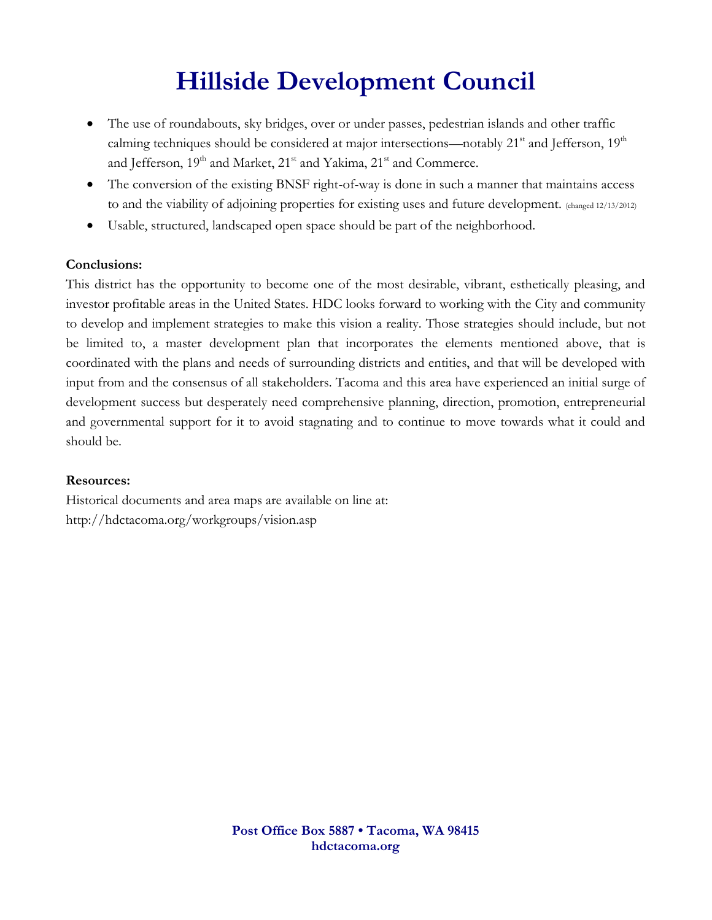# Hillside Development Council

- The use of roundabouts, sky bridges, over or under passes, pedestrian islands and other traffic calming techniques should be considered at major intersections—notably 21st and Jefferson, 19th and Jefferson, 19th and Market, 21st and Yakima, 21st and Commerce.
- The conversion of the existing BNSF right-of-way is done in such a manner that maintains access to and the viability of adjoining properties for existing uses and future development. (changed 12/13/2012)
- Usable, structured, landscaped open space should be part of the neighborhood.

**Conclusions:**

This district has the opportunity to become one of the most desirable, vibrant, esthetically pleasing, and investor profitable areas in the United States. HDC looks forward to working with the City and community to develop and implement strategies to make this vision a reality. Those strategies should include, but not be limited to, a master development plan that incorporates the elements mentioned above, that is coordinated with the plans and needs of surrounding districts and entities, and that will be developed with input from and the consensus of all stakeholders. Tacoma and this area have experienced an initial surge of development success but desperately need comprehensive planning, direction, promotion, entrepreneurial and governmental support for it to avoid stagnating and to continue to move towards what it could and should be.

**Resources:**

Historical documents and area maps are available on line at:
http://hdctacoma.org/workgroups/vision.asp

**Post Office Box 5887 • Tacoma, WA 98415**
**hdctacoma.org**